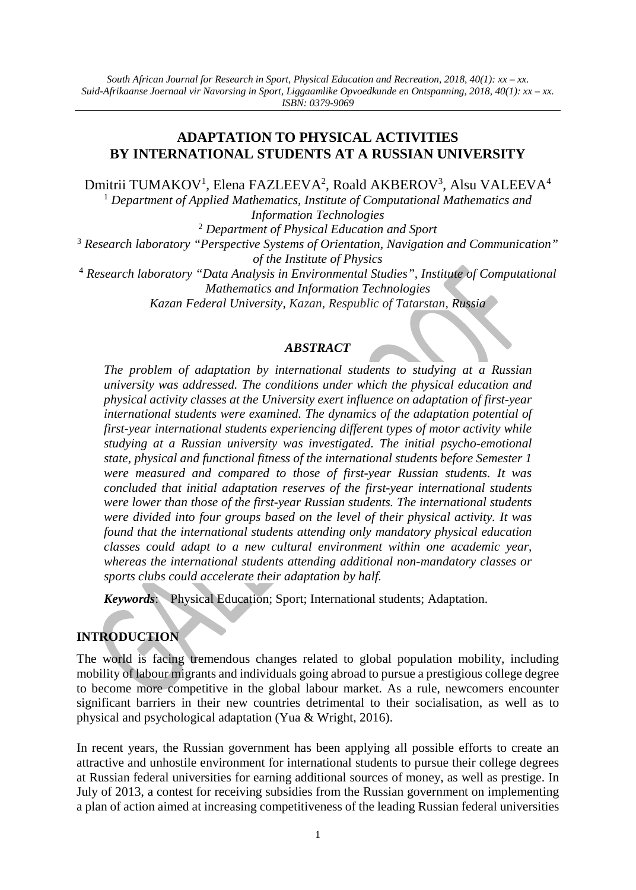# ADAPTATION TO PHYSICAL ACTIVITIES BY INTERNATIONAL STUDENTS AT A RUSSIAN UNIVERSITY

Dmitrii TUMAKOV[1], Elena FAZLEEVA[2], Roald AKBEROV[3], Alsu VALEEVA[4]

[1] *Department of Applied Mathematics, Institute of Computational Mathematics and Information Technologies*

[2] *Department of Physical Education and Sport*

[3] *Research laboratory "Perspective Systems of Orientation, Navigation and Communication" of the Institute of Physics*

[4] *Research laboratory "Data Analysis in Environmental Studies", Institute of Computational Mathematics and Information Technologies*

*Kazan Federal University, Kazan, Respublic of Tatarstan, Russia*

### *ABSTRACT*

*The problem of adaptation by international students to studying at a Russian university was addressed. The conditions under which the physical education and physical activity classes at the University exert influence on adaptation of first-year international students were examined. The dynamics of the adaptation potential of first-year international students experiencing different types of motor activity while studying at a Russian university was investigated. The initial psycho-emotional state, physical and functional fitness of the international students before Semester 1 were measured and compared to those of first-year Russian students. It was concluded that initial adaptation reserves of the first-year international students were lower than those of the first-year Russian students. The international students were divided into four groups based on the level of their physical activity. It was found that the international students attending only mandatory physical education classes could adapt to a new cultural environment within one academic year, whereas the international students attending additional non-mandatory classes or sports clubs could accelerate their adaptation by half.*

***Keywords***: Physical Education; Sport; International students; Adaptation.

## INTRODUCTION

The world is facing tremendous changes related to global population mobility, including mobility of labour migrants and individuals going abroad to pursue a prestigious college degree to become more competitive in the global labour market. As a rule, newcomers encounter significant barriers in their new countries detrimental to their socialisation, as well as to physical and psychological adaptation (Yua & Wright, 2016).

In recent years, the Russian government has been applying all possible efforts to create an attractive and unhostile environment for international students to pursue their college degrees at Russian federal universities for earning additional sources of money, as well as prestige. In July of 2013, a contest for receiving subsidies from the Russian government on implementing a plan of action aimed at increasing competitiveness of the leading Russian federal universities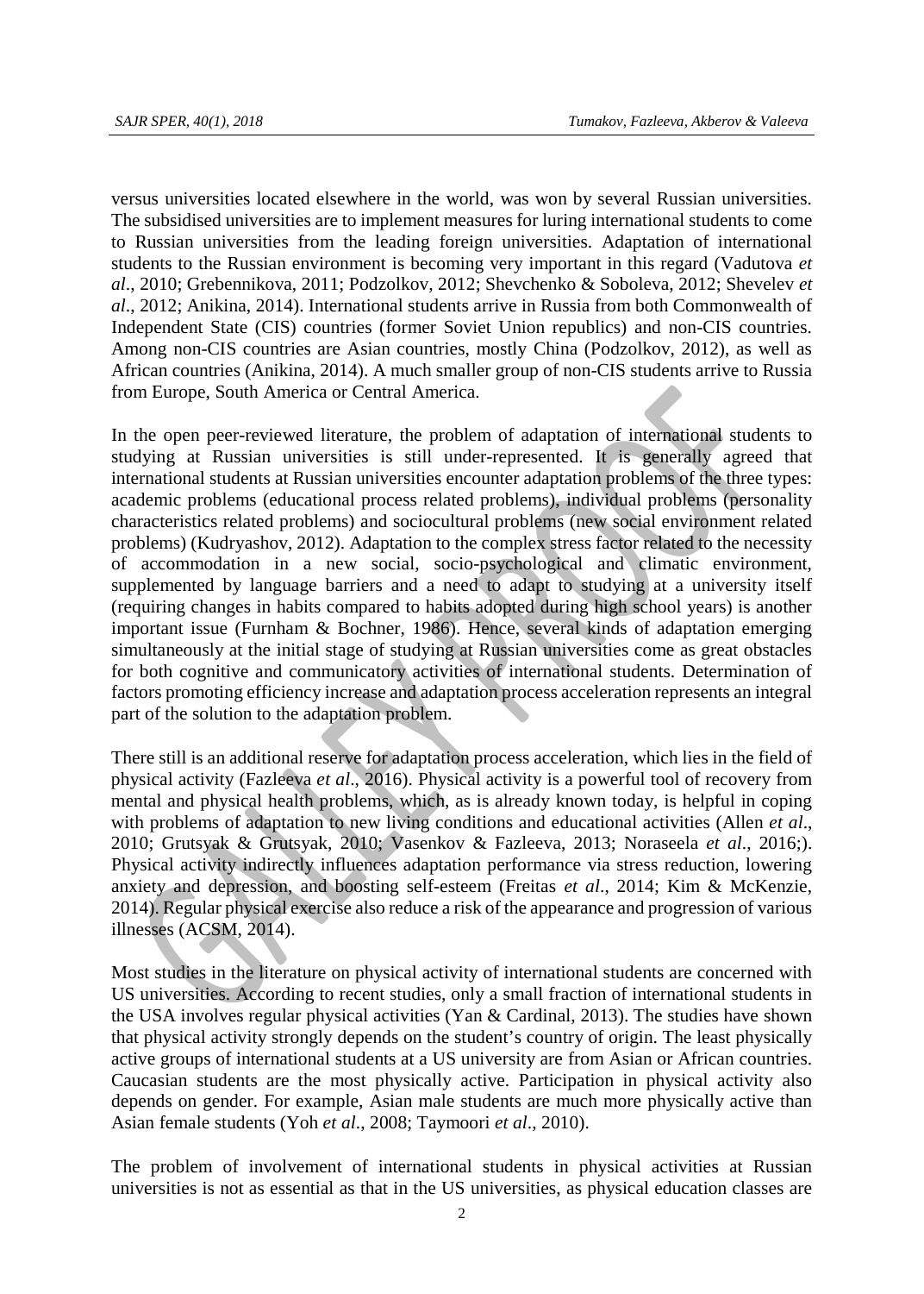versus universities located elsewhere in the world, was won by several Russian universities. The subsidised universities are to implement measures for luring international students to come to Russian universities from the leading foreign universities. Adaptation of international students to the Russian environment is becoming very important in this regard (Vadutova *et al*., 2010; Grebennikova, 2011; Podzolkov, 2012; Shevchenko & Soboleva, 2012; Shevelev *et al*., 2012; Anikina, 2014). International students arrive in Russia from both Commonwealth of Independent State (CIS) countries (former Soviet Union republics) and non-CIS countries. Among non-CIS countries are Asian countries, mostly China (Podzolkov, 2012), as well as African countries (Anikina, 2014). A much smaller group of non-CIS students arrive to Russia from Europe, South America or Central America.

In the open peer-reviewed literature, the problem of adaptation of international students to studying at Russian universities is still under-represented. It is generally agreed that international students at Russian universities encounter adaptation problems of the three types: academic problems (educational process related problems), individual problems (personality characteristics related problems) and sociocultural problems (new social environment related problems) (Kudryashov, 2012). Adaptation to the complex stress factor related to the necessity of accommodation in a new social, socio-psychological and climatic environment, supplemented by language barriers and a need to adapt to studying at a university itself (requiring changes in habits compared to habits adopted during high school years) is another important issue (Furnham & Bochner, 1986). Hence, several kinds of adaptation emerging simultaneously at the initial stage of studying at Russian universities come as great obstacles for both cognitive and communicatory activities of international students. Determination of factors promoting efficiency increase and adaptation process acceleration represents an integral part of the solution to the adaptation problem.

There still is an additional reserve for adaptation process acceleration, which lies in the field of physical activity (Fazleeva *et al*., 2016). Physical activity is a powerful tool of recovery from mental and physical health problems, which, as is already known today, is helpful in coping with problems of adaptation to new living conditions and educational activities (Allen *et al*., 2010; Grutsyak & Grutsyak, 2010; Vasenkov & Fazleeva, 2013; Noraseela *et al*., 2016;). Physical activity indirectly influences adaptation performance via stress reduction, lowering anxiety and depression, and boosting self-esteem (Freitas *et al*., 2014; Kim & McKenzie, 2014). Regular physical exercise also reduce a risk of the appearance and progression of various illnesses (ACSM, 2014).

Most studies in the literature on physical activity of international students are concerned with US universities. According to recent studies, only a small fraction of international students in the USA involves regular physical activities (Yan & Cardinal, 2013). The studies have shown that physical activity strongly depends on the student's country of origin. The least physically active groups of international students at a US university are from Asian or African countries. Caucasian students are the most physically active. Participation in physical activity also depends on gender. For example, Asian male students are much more physically active than Asian female students (Yoh *et al*., 2008; Taymoori *et al*., 2010).

The problem of involvement of international students in physical activities at Russian universities is not as essential as that in the US universities, as physical education classes are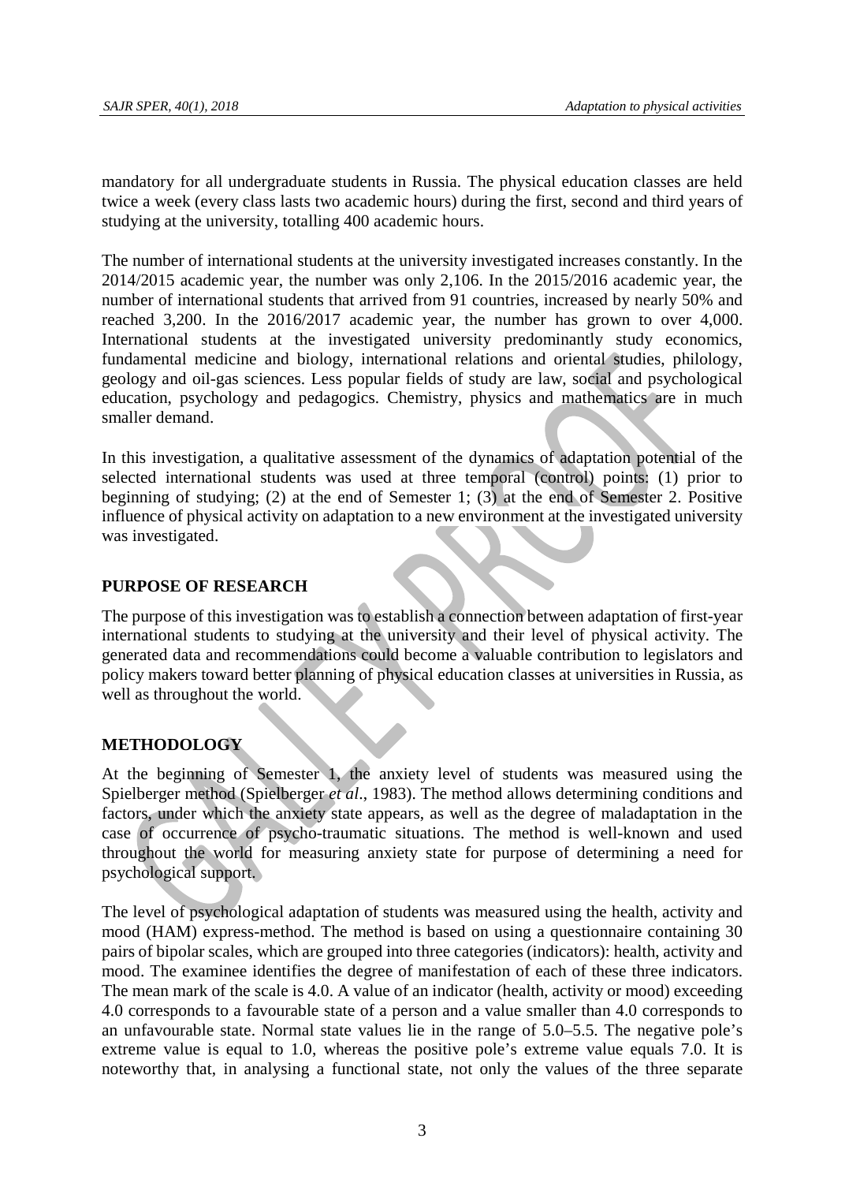mandatory for all undergraduate students in Russia. The physical education classes are held twice a week (every class lasts two academic hours) during the first, second and third years of studying at the university, totalling 400 academic hours.

The number of international students at the university investigated increases constantly. In the 2014/2015 academic year, the number was only 2,106. In the 2015/2016 academic year, the number of international students that arrived from 91 countries, increased by nearly 50% and reached 3,200. In the 2016/2017 academic year, the number has grown to over 4,000. International students at the investigated university predominantly study economics, fundamental medicine and biology, international relations and oriental studies, philology, geology and oil-gas sciences. Less popular fields of study are law, social and psychological education, psychology and pedagogics. Chemistry, physics and mathematics are in much smaller demand.

In this investigation, a qualitative assessment of the dynamics of adaptation potential of the selected international students was used at three temporal (control) points: (1) prior to beginning of studying; (2) at the end of Semester 1; (3) at the end of Semester 2. Positive influence of physical activity on adaptation to a new environment at the investigated university was investigated.

## PURPOSE OF RESEARCH

The purpose of this investigation was to establish a connection between adaptation of first-year international students to studying at the university and their level of physical activity. The generated data and recommendations could become a valuable contribution to legislators and policy makers toward better planning of physical education classes at universities in Russia, as well as throughout the world.

## METHODOLOGY

At the beginning of Semester 1, the anxiety level of students was measured using the Spielberger method (Spielberger *et al*., 1983). The method allows determining conditions and factors, under which the anxiety state appears, as well as the degree of maladaptation in the case of occurrence of psycho-traumatic situations. The method is well-known and used throughout the world for measuring anxiety state for purpose of determining a need for psychological support.

The level of psychological adaptation of students was measured using the health, activity and mood (HAM) express-method. The method is based on using a questionnaire containing 30 pairs of bipolar scales, which are grouped into three categories (indicators): health, activity and mood. The examinee identifies the degree of manifestation of each of these three indicators. The mean mark of the scale is 4.0. A value of an indicator (health, activity or mood) exceeding 4.0 corresponds to a favourable state of a person and a value smaller than 4.0 corresponds to an unfavourable state. Normal state values lie in the range of 5.0–5.5. The negative pole's extreme value is equal to 1.0, whereas the positive pole's extreme value equals 7.0. It is noteworthy that, in analysing a functional state, not only the values of the three separate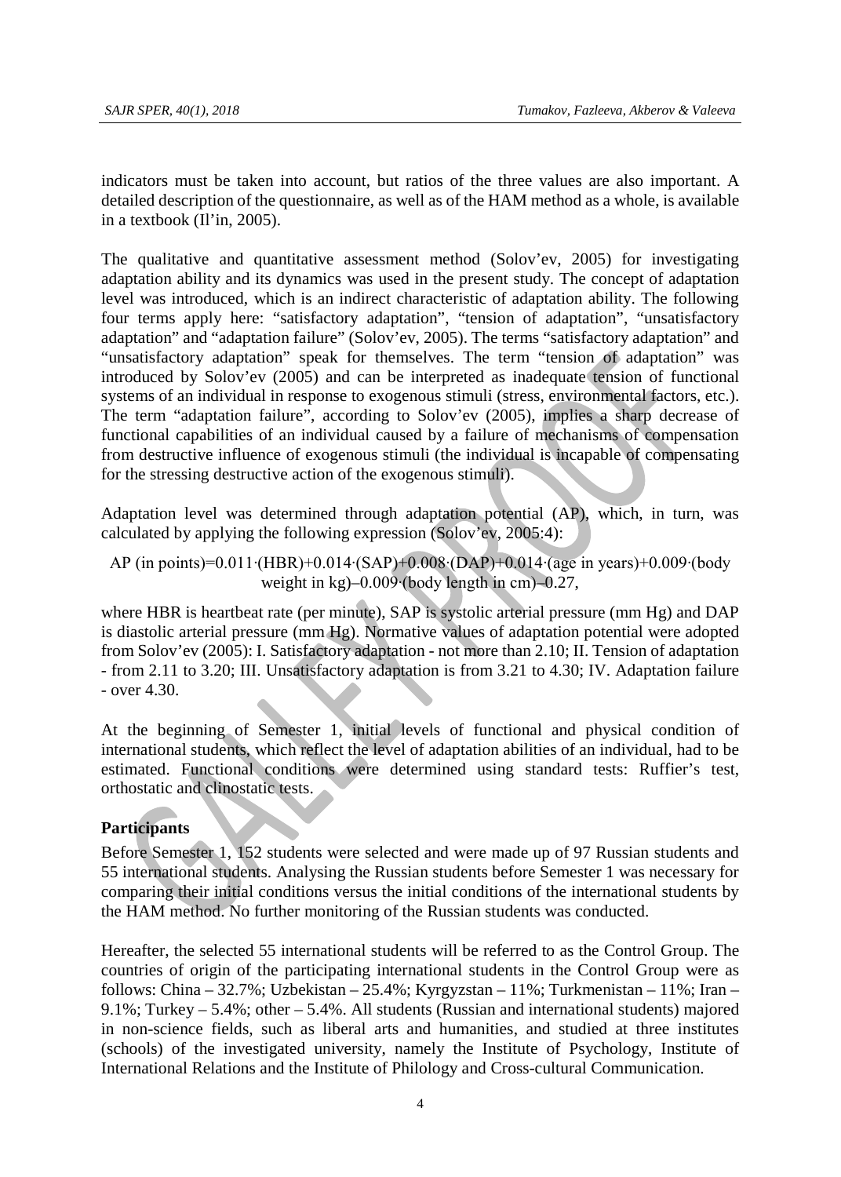indicators must be taken into account, but ratios of the three values are also important. A detailed description of the questionnaire, as well as of the HAM method as a whole, is available in a textbook (Il'in, 2005).

The qualitative and quantitative assessment method (Solov'ev, 2005) for investigating adaptation ability and its dynamics was used in the present study. The concept of adaptation level was introduced, which is an indirect characteristic of adaptation ability. The following four terms apply here: "satisfactory adaptation", "tension of adaptation", "unsatisfactory adaptation" and "adaptation failure" (Solov'ev, 2005). The terms "satisfactory adaptation" and "unsatisfactory adaptation" speak for themselves. The term "tension of adaptation" was introduced by Solov'ev (2005) and can be interpreted as inadequate tension of functional systems of an individual in response to exogenous stimuli (stress, environmental factors, etc.). The term "adaptation failure", according to Solov'ev (2005), implies a sharp decrease of functional capabilities of an individual caused by a failure of mechanisms of compensation from destructive influence of exogenous stimuli (the individual is incapable of compensating for the stressing destructive action of the exogenous stimuli).

Adaptation level was determined through adaptation potential (AP), which, in turn, was calculated by applying the following expression (Solov'ev, 2005:4):

$$\text{AP (in points)} = 0.011\cdot(\text{HBR}) + 0.014\cdot(\text{SAP}) + 0.008\cdot(\text{DAP}) + 0.014\cdot(\text{age in years}) + 0.009\cdot(\text{body weight in kg}) - 0.009\cdot(\text{body length in cm}) - 0.27,$$

where HBR is heartbeat rate (per minute), SAP is systolic arterial pressure (mm Hg) and DAP is diastolic arterial pressure (mm Hg). Normative values of adaptation potential were adopted from Solov'ev (2005): I. Satisfactory adaptation - not more than 2.10; II. Tension of adaptation - from 2.11 to 3.20; III. Unsatisfactory adaptation is from 3.21 to 4.30; IV. Adaptation failure - over 4.30.

At the beginning of Semester 1, initial levels of functional and physical condition of international students, which reflect the level of adaptation abilities of an individual, had to be estimated. Functional conditions were determined using standard tests: Ruffier's test, orthostatic and clinostatic tests.

## Participants

Before Semester 1, 152 students were selected and were made up of 97 Russian students and 55 international students. Analysing the Russian students before Semester 1 was necessary for comparing their initial conditions versus the initial conditions of the international students by the HAM method. No further monitoring of the Russian students was conducted.

Hereafter, the selected 55 international students will be referred to as the Control Group. The countries of origin of the participating international students in the Control Group were as follows: China – 32.7%; Uzbekistan – 25.4%; Kyrgyzstan – 11%; Turkmenistan – 11%; Iran – 9.1%; Turkey – 5.4%; other – 5.4%. All students (Russian and international students) majored in non-science fields, such as liberal arts and humanities, and studied at three institutes (schools) of the investigated university, namely the Institute of Psychology, Institute of International Relations and the Institute of Philology and Cross-cultural Communication.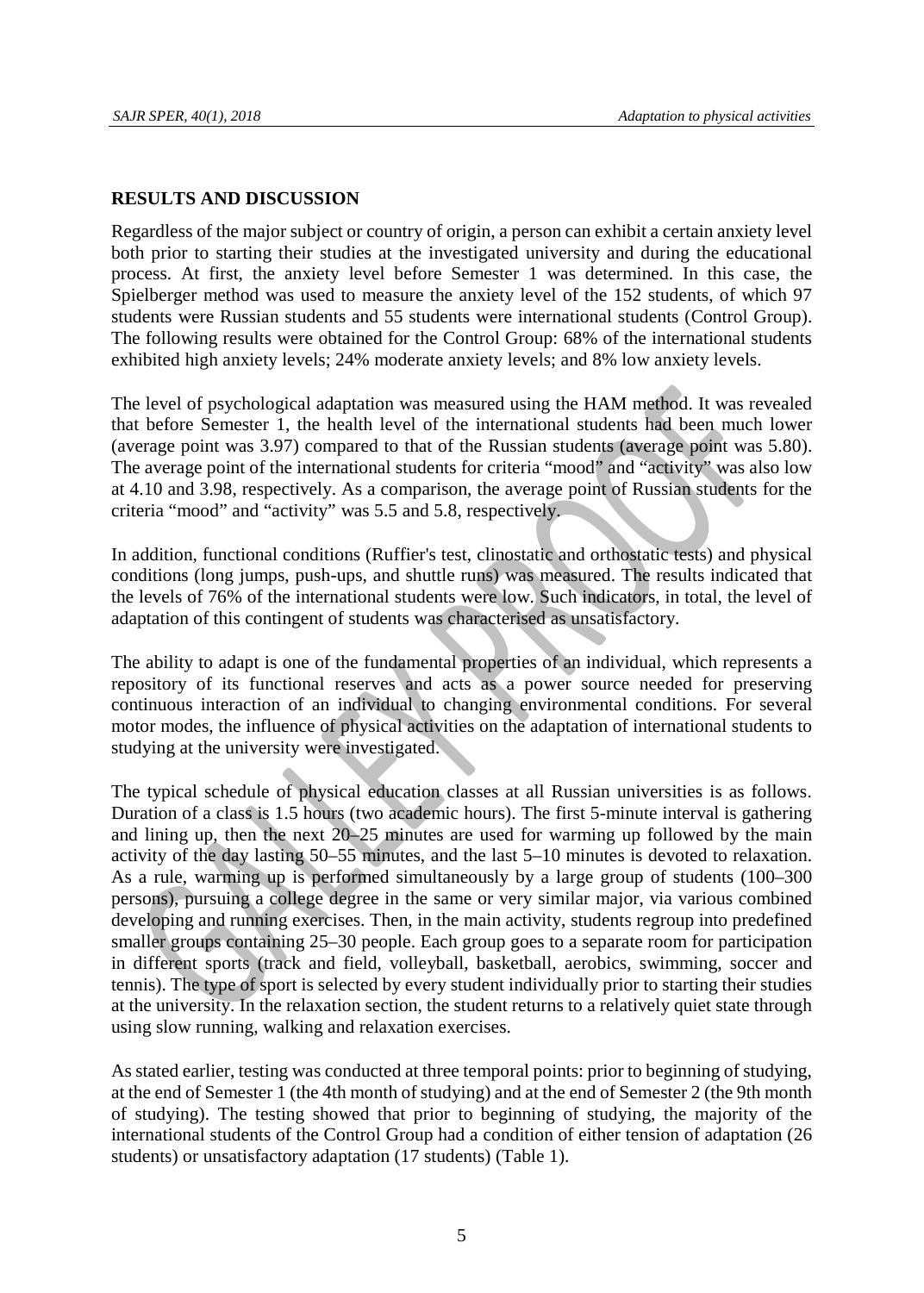## RESULTS AND DISCUSSION

Regardless of the major subject or country of origin, a person can exhibit a certain anxiety level both prior to starting their studies at the investigated university and during the educational process. At first, the anxiety level before Semester 1 was determined. In this case, the Spielberger method was used to measure the anxiety level of the 152 students, of which 97 students were Russian students and 55 students were international students (Control Group). The following results were obtained for the Control Group: 68% of the international students exhibited high anxiety levels; 24% moderate anxiety levels; and 8% low anxiety levels.

The level of psychological adaptation was measured using the HAM method. It was revealed that before Semester 1, the health level of the international students had been much lower (average point was 3.97) compared to that of the Russian students (average point was 5.80). The average point of the international students for criteria "mood" and "activity" was also low at 4.10 and 3.98, respectively. As a comparison, the average point of Russian students for the criteria "mood" and "activity" was 5.5 and 5.8, respectively.

In addition, functional conditions (Ruffier's test, clinostatic and orthostatic tests) and physical conditions (long jumps, push-ups, and shuttle runs) was measured. The results indicated that the levels of 76% of the international students were low. Such indicators, in total, the level of adaptation of this contingent of students was characterised as unsatisfactory.

The ability to adapt is one of the fundamental properties of an individual, which represents a repository of its functional reserves and acts as a power source needed for preserving continuous interaction of an individual to changing environmental conditions. For several motor modes, the influence of physical activities on the adaptation of international students to studying at the university were investigated.

The typical schedule of physical education classes at all Russian universities is as follows. Duration of a class is 1.5 hours (two academic hours). The first 5-minute interval is gathering and lining up, then the next 20–25 minutes are used for warming up followed by the main activity of the day lasting 50–55 minutes, and the last 5–10 minutes is devoted to relaxation. As a rule, warming up is performed simultaneously by a large group of students (100–300 persons), pursuing a college degree in the same or very similar major, via various combined developing and running exercises. Then, in the main activity, students regroup into predefined smaller groups containing 25–30 people. Each group goes to a separate room for participation in different sports (track and field, volleyball, basketball, aerobics, swimming, soccer and tennis). The type of sport is selected by every student individually prior to starting their studies at the university. In the relaxation section, the student returns to a relatively quiet state through using slow running, walking and relaxation exercises.

As stated earlier, testing was conducted at three temporal points: prior to beginning of studying, at the end of Semester 1 (the 4th month of studying) and at the end of Semester 2 (the 9th month of studying). The testing showed that prior to beginning of studying, the majority of the international students of the Control Group had a condition of either tension of adaptation (26 students) or unsatisfactory adaptation (17 students) (Table 1).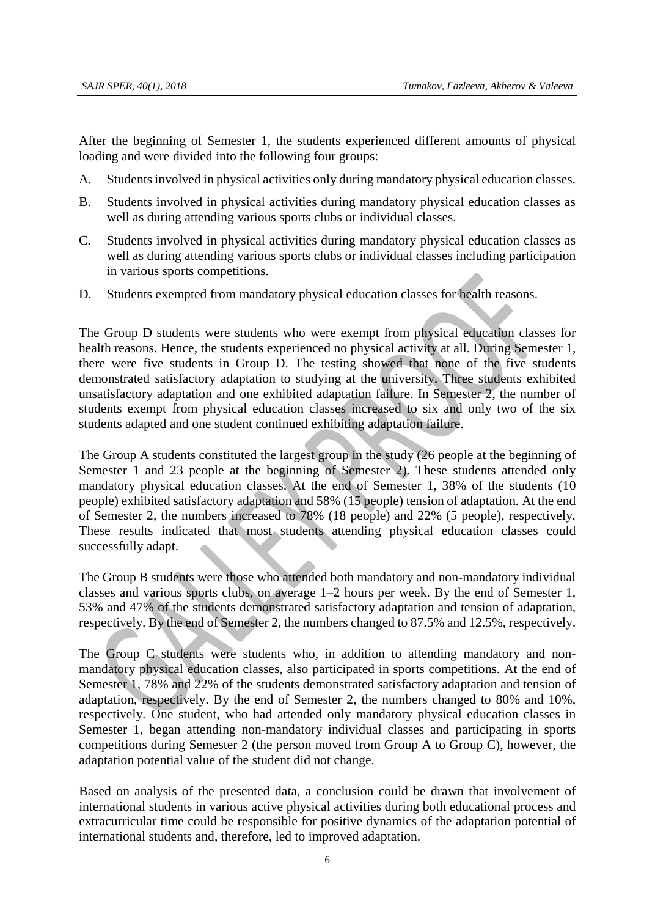After the beginning of Semester 1, the students experienced different amounts of physical loading and were divided into the following four groups:

A. Students involved in physical activities only during mandatory physical education classes.

B. Students involved in physical activities during mandatory physical education classes as well as during attending various sports clubs or individual classes.

C. Students involved in physical activities during mandatory physical education classes as well as during attending various sports clubs or individual classes including participation in various sports competitions.

D. Students exempted from mandatory physical education classes for health reasons.

The Group D students were students who were exempt from physical education classes for health reasons. Hence, the students experienced no physical activity at all. During Semester 1, there were five students in Group D. The testing showed that none of the five students demonstrated satisfactory adaptation to studying at the university. Three students exhibited unsatisfactory adaptation and one exhibited adaptation failure. In Semester 2, the number of students exempt from physical education classes increased to six and only two of the six students adapted and one student continued exhibiting adaptation failure.

The Group A students constituted the largest group in the study (26 people at the beginning of Semester 1 and 23 people at the beginning of Semester 2). These students attended only mandatory physical education classes. At the end of Semester 1, 38% of the students (10 people) exhibited satisfactory adaptation and 58% (15 people) tension of adaptation. At the end of Semester 2, the numbers increased to 78% (18 people) and 22% (5 people), respectively. These results indicated that most students attending physical education classes could successfully adapt.

The Group B students were those who attended both mandatory and non-mandatory individual classes and various sports clubs, on average 1–2 hours per week. By the end of Semester 1, 53% and 47% of the students demonstrated satisfactory adaptation and tension of adaptation, respectively. By the end of Semester 2, the numbers changed to 87.5% and 12.5%, respectively.

The Group C students were students who, in addition to attending mandatory and non-mandatory physical education classes, also participated in sports competitions. At the end of Semester 1, 78% and 22% of the students demonstrated satisfactory adaptation and tension of adaptation, respectively. By the end of Semester 2, the numbers changed to 80% and 10%, respectively. One student, who had attended only mandatory physical education classes in Semester 1, began attending non-mandatory individual classes and participating in sports competitions during Semester 2 (the person moved from Group A to Group C), however, the adaptation potential value of the student did not change.

Based on analysis of the presented data, a conclusion could be drawn that involvement of international students in various active physical activities during both educational process and extracurricular time could be responsible for positive dynamics of the adaptation potential of international students and, therefore, led to improved adaptation.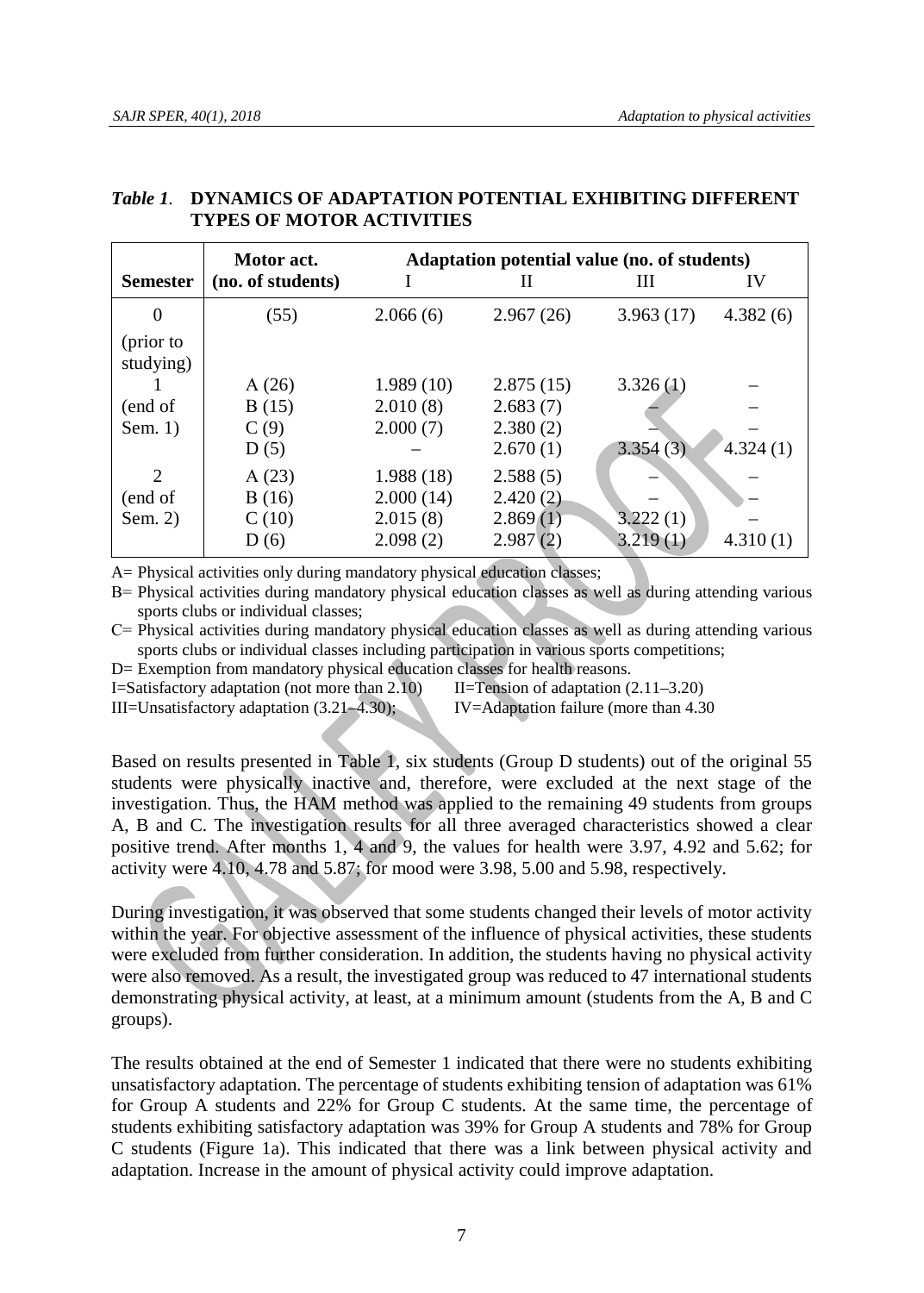*Table 1*. **DYNAMICS OF ADAPTATION POTENTIAL EXHIBITING DIFFERENT TYPES OF MOTOR ACTIVITIES**

| Semester | Motor act. (no. of students) | Adaptation potential value (no. of students) I | II | III | IV |
|---|---|---|---|---|---|
| 0 (prior to studying) | (55) | 2.066 (6) | 2.967 (26) | 3.963 (17) | 4.382 (6) |
| 1 (end of Sem. 1) | A (26) | 1.989 (10) | 2.875 (15) | 3.326 (1) | – |
| | B (15) | 2.010 (8) | 2.683 (7) | – | – |
| | C (9) | 2.000 (7) | 2.380 (2) | – | – |
| | D (5) | – | 2.670 (1) | 3.354 (3) | 4.324 (1) |
| 2 (end of Sem. 2) | A (23) | 1.988 (18) | 2.588 (5) | – | – |
| | B (16) | 2.000 (14) | 2.420 (2) | – | – |
| | C (10) | 2.015 (8) | 2.869 (1) | 3.222 (1) | – |
| | D (6) | 2.098 (2) | 2.987 (2) | 3.219 (1) | 4.310 (1) |

A= Physical activities only during mandatory physical education classes;
B= Physical activities during mandatory physical education classes as well as during attending various sports clubs or individual classes;
C= Physical activities during mandatory physical education classes as well as during attending various sports clubs or individual classes including participation in various sports competitions;
D= Exemption from mandatory physical education classes for health reasons.
I=Satisfactory adaptation (not more than 2.10) II=Tension of adaptation (2.11–3.20)
III=Unsatisfactory adaptation (3.21–4.30); IV=Adaptation failure (more than 4.30

Based on results presented in Table 1, six students (Group D students) out of the original 55 students were physically inactive and, therefore, were excluded at the next stage of the investigation. Thus, the HAM method was applied to the remaining 49 students from groups A, B and C. The investigation results for all three averaged characteristics showed a clear positive trend. After months 1, 4 and 9, the values for health were 3.97, 4.92 and 5.62; for activity were 4.10, 4.78 and 5.87; for mood were 3.98, 5.00 and 5.98, respectively.

During investigation, it was observed that some students changed their levels of motor activity within the year. For objective assessment of the influence of physical activities, these students were excluded from further consideration. In addition, the students having no physical activity were also removed. As a result, the investigated group was reduced to 47 international students demonstrating physical activity, at least, at a minimum amount (students from the A, B and C groups).

The results obtained at the end of Semester 1 indicated that there were no students exhibiting unsatisfactory adaptation. The percentage of students exhibiting tension of adaptation was 61% for Group A students and 22% for Group C students. At the same time, the percentage of students exhibiting satisfactory adaptation was 39% for Group A students and 78% for Group C students (Figure 1a). This indicated that there was a link between physical activity and adaptation. Increase in the amount of physical activity could improve adaptation.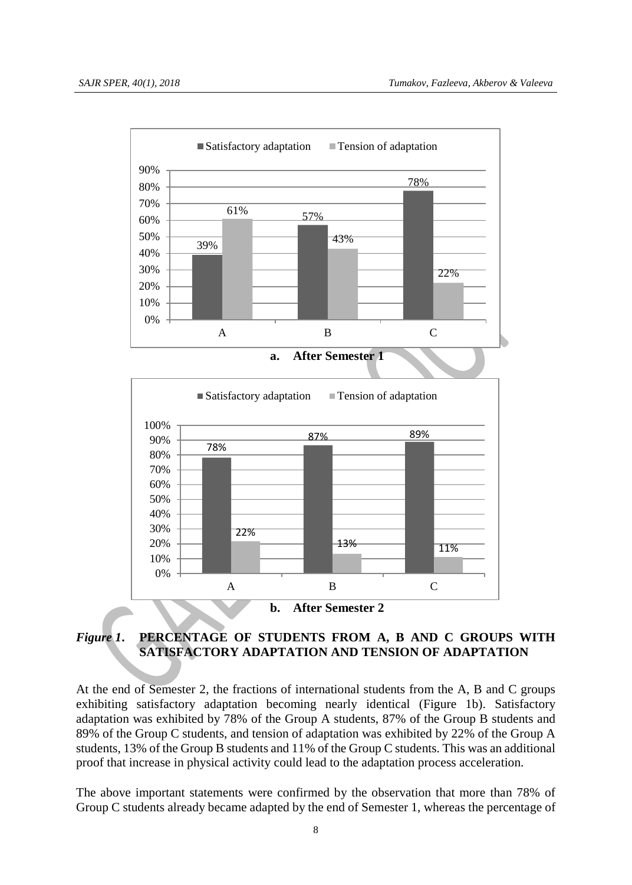**a. After Semester 1**

**b. After Semester 2**

***Figure 1*. PERCENTAGE OF STUDENTS FROM A, B AND C GROUPS WITH SATISFACTORY ADAPTATION AND TENSION OF ADAPTATION**

At the end of Semester 2, the fractions of international students from the A, B and C groups exhibiting satisfactory adaptation becoming nearly identical (Figure 1b). Satisfactory adaptation was exhibited by 78% of the Group A students, 87% of the Group B students and 89% of the Group C students, and tension of adaptation was exhibited by 22% of the Group A students, 13% of the Group B students and 11% of the Group C students. This was an additional proof that increase in physical activity could lead to the adaptation process acceleration.

The above important statements were confirmed by the observation that more than 78% of Group C students already became adapted by the end of Semester 1, whereas the percentage of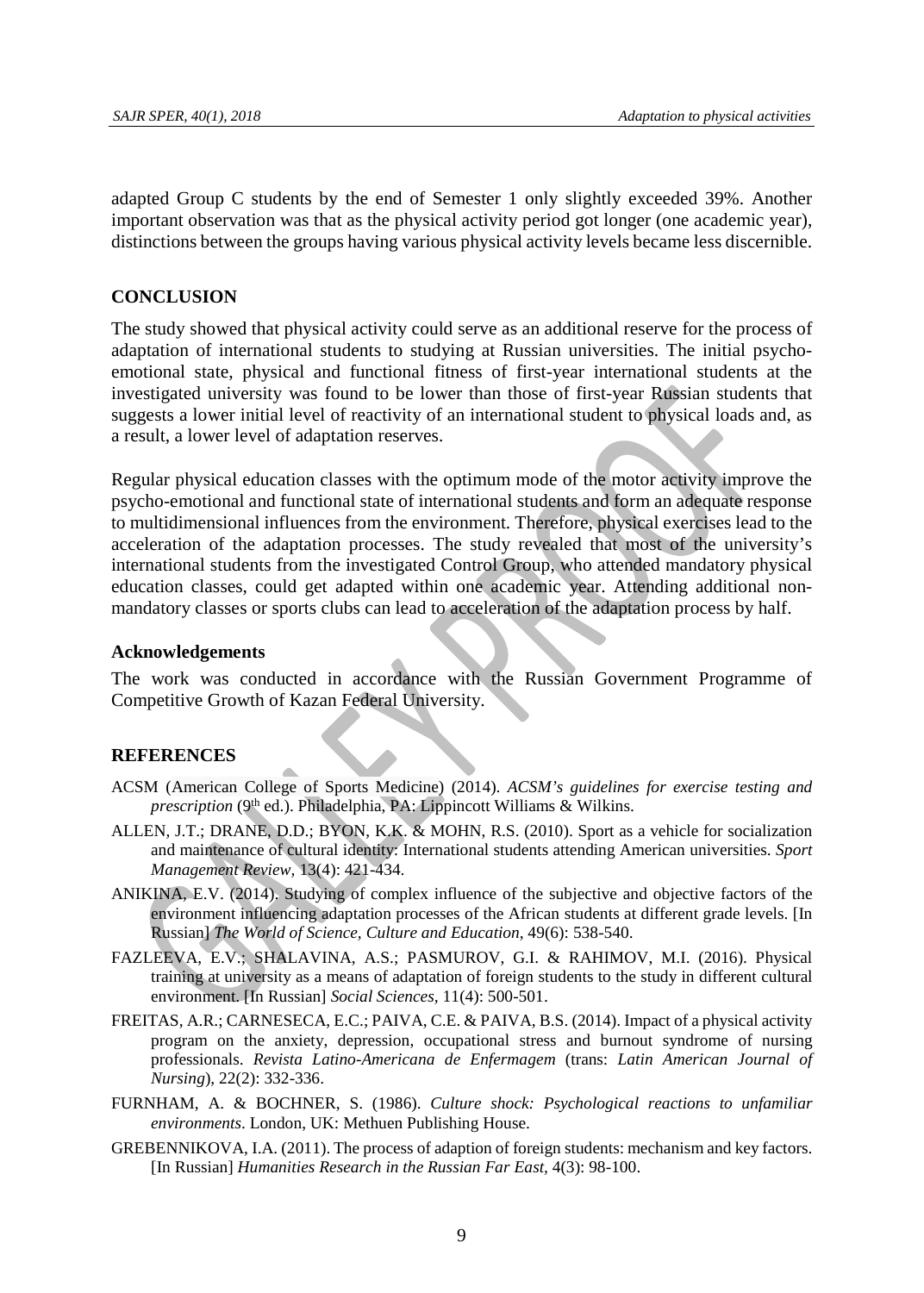adapted Group C students by the end of Semester 1 only slightly exceeded 39%. Another important observation was that as the physical activity period got longer (one academic year), distinctions between the groups having various physical activity levels became less discernible.

## CONCLUSION

The study showed that physical activity could serve as an additional reserve for the process of adaptation of international students to studying at Russian universities. The initial psycho-emotional state, physical and functional fitness of first-year international students at the investigated university was found to be lower than those of first-year Russian students that suggests a lower initial level of reactivity of an international student to physical loads and, as a result, a lower level of adaptation reserves.

Regular physical education classes with the optimum mode of the motor activity improve the psycho-emotional and functional state of international students and form an adequate response to multidimensional influences from the environment. Therefore, physical exercises lead to the acceleration of the adaptation processes. The study revealed that most of the university's international students from the investigated Control Group, who attended mandatory physical education classes, could get adapted within one academic year. Attending additional non-mandatory classes or sports clubs can lead to acceleration of the adaptation process by half.

### Acknowledgements

The work was conducted in accordance with the Russian Government Programme of Competitive Growth of Kazan Federal University.

## REFERENCES

ACSM (American College of Sports Medicine) (2014). *ACSM's guidelines for exercise testing and prescription* (9th ed.). Philadelphia, PA: Lippincott Williams & Wilkins.

ALLEN, J.T.; DRANE, D.D.; BYON, K.K. & MOHN, R.S. (2010). Sport as a vehicle for socialization and maintenance of cultural identity: International students attending American universities. *Sport Management Review*, 13(4): 421-434.

ANIKINA, E.V. (2014). Studying of complex influence of the subjective and objective factors of the environment influencing adaptation processes of the African students at different grade levels. [In Russian] *The World of Science, Culture and Education*, 49(6): 538-540.

FAZLEEVA, E.V.; SHALAVINA, A.S.; PASMUROV, G.I. & RAHIMOV, M.I. (2016). Physical training at university as a means of adaptation of foreign students to the study in different cultural environment. [In Russian] *Social Sciences*, 11(4): 500-501.

FREITAS, A.R.; CARNESECA, E.C.; PAIVA, C.E. & PAIVA, B.S. (2014). Impact of a physical activity program on the anxiety, depression, occupational stress and burnout syndrome of nursing professionals. *Revista Latino-Americana de Enfermagem* (trans: *Latin American Journal of Nursing*), 22(2): 332-336.

FURNHAM, A. & BOCHNER, S. (1986). *Culture shock: Psychological reactions to unfamiliar environments*. London, UK: Methuen Publishing House.

GREBENNIKOVA, I.A. (2011). The process of adaption of foreign students: mechanism and key factors. [In Russian] *Humanities Research in the Russian Far East*, 4(3): 98-100.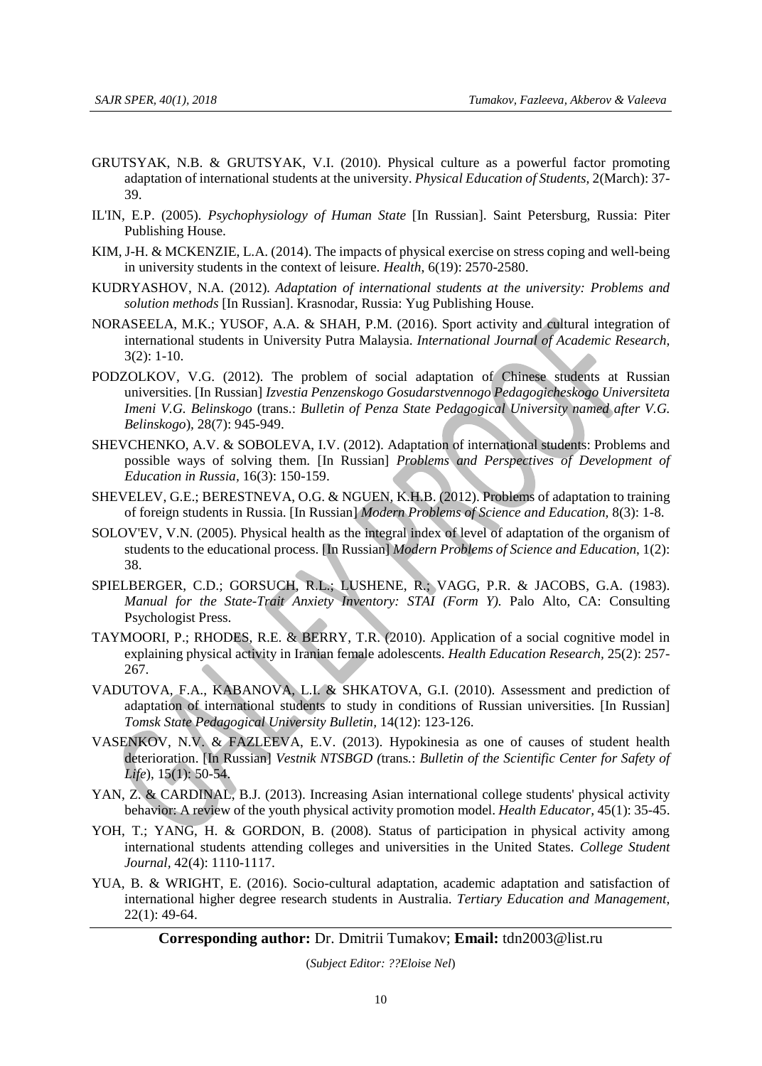GRUTSYAK, N.B. & GRUTSYAK, V.I. (2010). Physical culture as a powerful factor promoting adaptation of international students at the university. *Physical Education of Students*, 2(March): 37-39.

IL'IN, E.P. (2005). *Psychophysiology of Human State* [In Russian]. Saint Petersburg, Russia: Piter Publishing House.

KIM, J-H. & MCKENZIE, L.A. (2014). The impacts of physical exercise on stress coping and well-being in university students in the context of leisure. *Health*, 6(19): 2570-2580.

KUDRYASHOV, N.A. (2012). *Adaptation of international students at the university: Problems and solution methods* [In Russian]. Krasnodar, Russia: Yug Publishing House.

NORASEELA, M.K.; YUSOF, A.A. & SHAH, P.M. (2016). Sport activity and cultural integration of international students in University Putra Malaysia. *International Journal of Academic Research*, 3(2): 1-10.

PODZOLKOV, V.G. (2012). The problem of social adaptation of Chinese students at Russian universities. [In Russian] *Izvestia Penzenskogo Gosudarstvennogo Pedagogicheskogo Universiteta Imeni V.G. Belinskogo* (trans.: *Bulletin of Penza State Pedagogical University named after V.G. Belinskogo*), 28(7): 945-949.

SHEVCHENKO, A.V. & SOBOLEVA, I.V. (2012). Adaptation of international students: Problems and possible ways of solving them. [In Russian] *Problems and Perspectives of Development of Education in Russia*, 16(3): 150-159.

SHEVELEV, G.E.; BERESTNEVA, O.G. & NGUEN, K.H.B. (2012). Problems of adaptation to training of foreign students in Russia. [In Russian] *Modern Problems of Science and Education*, 8(3): 1-8.

SOLOV'EV, V.N. (2005). Physical health as the integral index of level of adaptation of the organism of students to the educational process. [In Russian] *Modern Problems of Science and Education*, 1(2): 38.

SPIELBERGER, C.D.; GORSUCH, R.L.; LUSHENE, R.; VAGG, P.R. & JACOBS, G.A. (1983). *Manual for the State-Trait Anxiety Inventory: STAI (Form Y)*. Palo Alto, CA: Consulting Psychologist Press.

TAYMOORI, P.; RHODES, R.E. & BERRY, T.R. (2010). Application of a social cognitive model in explaining physical activity in Iranian female adolescents. *Health Education Research*, 25(2): 257-267.

VADUTOVA, F.A., KABANOVA, L.I. & SHKATOVA, G.I. (2010). Assessment and prediction of adaptation of international students to study in conditions of Russian universities. [In Russian] *Tomsk State Pedagogical University Bulletin*, 14(12): 123-126.

VASENKOV, N.V. & FAZLEEVA, E.V. (2013). Hypokinesia as one of causes of student health deterioration. [In Russian] *Vestnik NTSBGD (*trans.: *Bulletin of the Scientific Center for Safety of Life*), 15(1): 50-54.

YAN, Z. & CARDINAL, B.J. (2013). Increasing Asian international college students' physical activity behavior: A review of the youth physical activity promotion model. *Health Educator*, 45(1): 35-45.

YOH, T.; YANG, H. & GORDON, B. (2008). Status of participation in physical activity among international students attending colleges and universities in the United States. *College Student Journal*, 42(4): 1110-1117.

YUA, B. & WRIGHT, E. (2016). Socio-cultural adaptation, academic adaptation and satisfaction of international higher degree research students in Australia. *Tertiary Education and Management*, 22(1): 49-64.

---

**Corresponding author:** Dr. Dmitrii Tumakov; **Email:** tdn2003@list.ru

(*Subject Editor: ??Eloise Nel*)